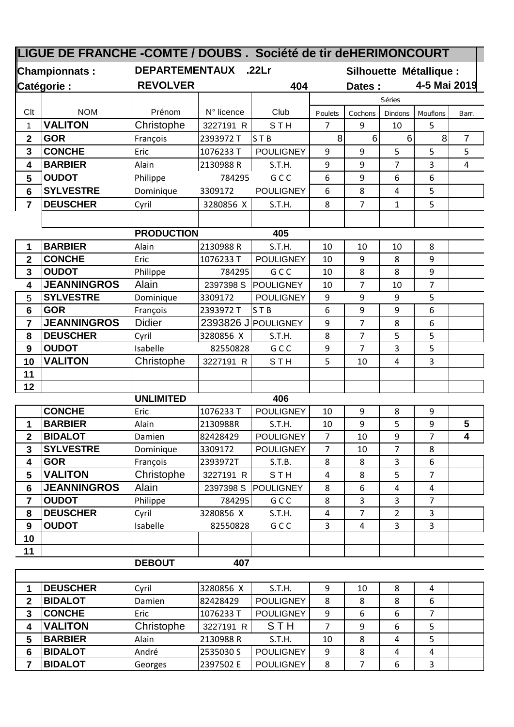# LIGUE DE FRANCHE -COMTE / DOUBS . Société de tir deHERIMONCOURT

**Championnats :** DEPARTEMENTAUX .22Lr — **Silhouette Métallique :**

**Catégorie :** REVOLVER 404 — **Dates :** 4-5 Mai 2019

| Clt | NOM | Prénom | N° licence | Club | Séries | | | | |
|---|---|---|---|---|---|---|---|---|---|
| | | | | | Poulets | Cochons | Dindons | Mouflons | Barr. |
| 1 | **VALITON** | Christophe | 3227191 R | S T H | 7 | 9 | 10 | 5 | |
| 2 | **GOR** | François | 2393972 T | S T B | 8 | 6 | 6 | 8 | 7 |
| 3 | **CONCHE** | Eric | 1076233 T | POULIGNEY | 9 | 9 | 5 | 5 | 5 |
| 4 | **BARBIER** | Alain | 2130988 R | S.T.H. | 9 | 9 | 7 | 3 | 4 |
| 5 | **OUDOT** | Philippe | 784295 | G C C | 6 | 9 | 6 | 6 | |
| 6 | **SYLVESTRE** | Dominique | 3309172 | POULIGNEY | 6 | 8 | 4 | 5 | |
| 7 | **DEUSCHER** | Cyril | 3280856 X | S.T.H. | 8 | 7 | 1 | 5 | |
| | | | | | | | | | |
| | | **PRODUCTION** | | 405 | | | | | |
| 1 | **BARBIER** | Alain | 2130988 R | S.T.H. | 10 | 10 | 10 | 8 | |
| 2 | **CONCHE** | Eric | 1076233 T | POULIGNEY | 10 | 9 | 8 | 9 | |
| 3 | **OUDOT** | Philippe | 784295 | G C C | 10 | 8 | 8 | 9 | |
| 4 | **JEANNINGROS** | Alain | 2397398 S | POULIGNEY | 10 | 7 | 10 | 7 | |
| 5 | **SYLVESTRE** | Dominique | 3309172 | POULIGNEY | 9 | 9 | 9 | 5 | |
| 6 | **GOR** | François | 2393972 T | S T B | 6 | 9 | 9 | 6 | |
| 7 | **JEANNINGROS** | Didier | 2393826 J | POULIGNEY | 9 | 7 | 8 | 6 | |
| 8 | **DEUSCHER** | Cyril | 3280856 X | S.T.H. | 8 | 7 | 5 | 5 | |
| 9 | **OUDOT** | Isabelle | 82550828 | G C C | 9 | 7 | 3 | 5 | |
| 10 | **VALITON** | Christophe | 3227191 R | S T H | 5 | 10 | 4 | 3 | |
| 11 | | | | | | | | | |
| 12 | | | | | | | | | |
| | | **UNLIMITED** | | 406 | | | | | |
| | **CONCHE** | Eric | 1076233 T | POULIGNEY | 10 | 9 | 8 | 9 | |
| 1 | **BARBIER** | Alain | 2130988R | S.T.H. | 10 | 9 | 5 | 9 | **5** |
| 2 | **BIDALOT** | Damien | 82428429 | POULIGNEY | 7 | 10 | 9 | 7 | **4** |
| 3 | **SYLVESTRE** | Dominique | 3309172 | POULIGNEY | 7 | 10 | 7 | 8 | |
| 4 | **GOR** | François | 2393972T | S.T.B. | 8 | 8 | 3 | 6 | |
| 5 | **VALITON** | Christophe | 3227191 R | S T H | 4 | 8 | 5 | 7 | |
| 6 | **JEANNINGROS** | Alain | 2397398 S | POULIGNEY | 8 | 6 | 4 | 4 | |
| 7 | **OUDOT** | Philippe | 784295 | G C C | 8 | 3 | 3 | 7 | |
| 8 | **DEUSCHER** | Cyril | 3280856 X | S.T.H. | 4 | 7 | 2 | 3 | |
| 9 | **OUDOT** | Isabelle | 82550828 | G C C | 3 | 4 | 3 | 3 | |
| 10 | | | | | | | | | |
| 11 | | | | | | | | | |
| | | **DEBOUT** | 407 | | | | | | |
| | | | | | | | | | |
| 1 | **DEUSCHER** | Cyril | 3280856 X | S.T.H. | 9 | 10 | 8 | 4 | |
| 2 | **BIDALOT** | Damien | 82428429 | POULIGNEY | 8 | 8 | 8 | 6 | |
| 3 | **CONCHE** | Eric | 1076233 T | POULIGNEY | 9 | 6 | 6 | 7 | |
| 4 | **VALITON** | Christophe | 3227191 R | S T H | 7 | 9 | 6 | 5 | |
| 5 | **BARBIER** | Alain | 2130988 R | S.T.H. | 10 | 8 | 4 | 5 | |
| 6 | **BIDALOT** | André | 2535030 S | POULIGNEY | 9 | 8 | 4 | 4 | |
| 7 | **BIDALOT** | Georges | 2397502 E | POULIGNEY | 8 | 7 | 6 | 3 | |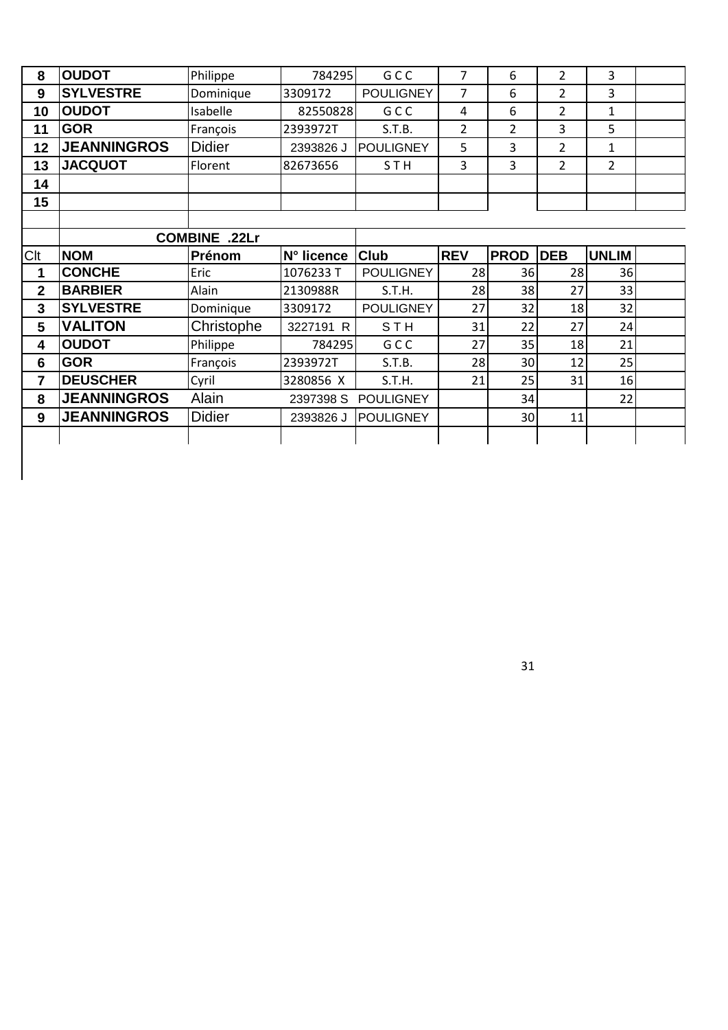| 8 | **OUDOT** | Philippe | 784295 | G C C | 7 | 6 | 2 | 3 | |
|---|---|---|---|---|---|---|---|---|---|
| 9 | **SYLVESTRE** | Dominique | 3309172 | POULIGNEY | 7 | 6 | 2 | 3 | |
| 10 | **OUDOT** | Isabelle | 82550828 | G C C | 4 | 6 | 2 | 1 | |
| 11 | **GOR** | François | 2393972T | S.T.B. | 2 | 2 | 3 | 5 | |
| 12 | **JEANNINGROS** | Didier | 2393826 J | POULIGNEY | 5 | 3 | 2 | 1 | |
| 13 | **JACQUOT** | Florent | 82673656 | S T H | 3 | 3 | 2 | 2 | |
| 14 | | | | | | | | | |
| 15 | | | | | | | | | |

**COMBINE .22Lr**

| Clt | NOM | Prénom | N° licence | Club | REV | PROD | DEB | UNLIM | |
|---|---|---|---|---|---|---|---|---|---|
| 1 | **CONCHE** | Eric | 1076233 T | POULIGNEY | 28 | 36 | 28 | 36 | |
| 2 | **BARBIER** | Alain | 2130988R | S.T.H. | 28 | 38 | 27 | 33 | |
| 3 | **SYLVESTRE** | Dominique | 3309172 | POULIGNEY | 27 | 32 | 18 | 32 | |
| 5 | **VALITON** | Christophe | 3227191 R | S T H | 31 | 22 | 27 | 24 | |
| 4 | **OUDOT** | Philippe | 784295 | G C C | 27 | 35 | 18 | 21 | |
| 6 | **GOR** | François | 2393972T | S.T.B. | 28 | 30 | 12 | 25 | |
| 7 | **DEUSCHER** | Cyril | 3280856 X | S.T.H. | 21 | 25 | 31 | 16 | |
| 8 | **JEANNINGROS** | Alain | 2397398 S | POULIGNEY | | 34 | | 22 | |
| 9 | **JEANNINGROS** | Didier | 2393826 J | POULIGNEY | | 30 | 11 | | |
| | | | | | | | | | |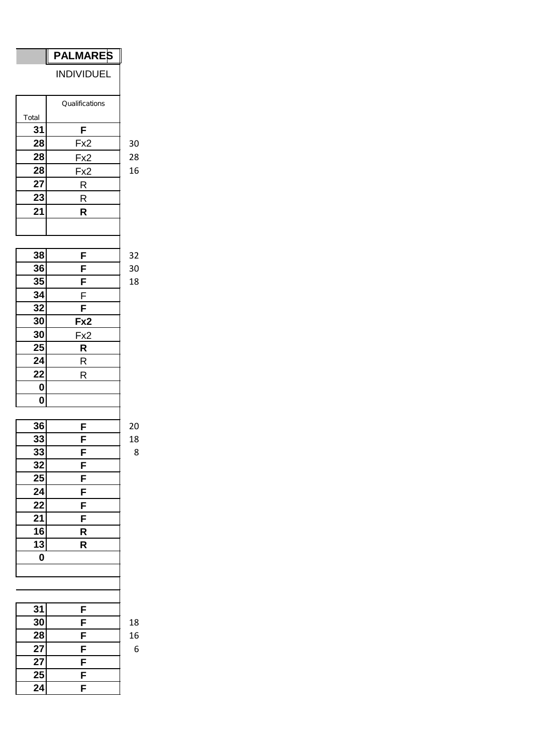| | PALMARES |
|---|---|
| | INDIVIDUEL |

| Total | Qualifications | |
|---|---|---|
| **31** | **F** | |
| **28** | Fx2 | 30 |
| **28** | Fx2 | 28 |
| **28** | Fx2 | 16 |
| **27** | R | |
| **23** | R | |
| **21** | **R** | |
| | | |
| | | |
| **38** | **F** | 32 |
| **36** | **F** | 30 |
| **35** | **F** | 18 |
| **34** | F | |
| **32** | **F** | |
| **30** | **Fx2** | |
| **30** | Fx2 | |
| **25** | **R** | |
| **24** | R | |
| **22** | R | |
| **0** | | |
| **0** | | |
| | | |
| **36** | **F** | 20 |
| **33** | **F** | 18 |
| **33** | **F** | 8 |
| **32** | **F** | |
| **25** | **F** | |
| **24** | **F** | |
| **22** | **F** | |
| **21** | **F** | |
| **16** | **R** | |
| **13** | **R** | |
| **0** | | |
| | | |
| | | |
| | | |
| **31** | **F** | |
| **30** | **F** | 18 |
| **28** | **F** | 16 |
| **27** | **F** | 6 |
| **27** | **F** | |
| **25** | **F** | |
| **24** | **F** | |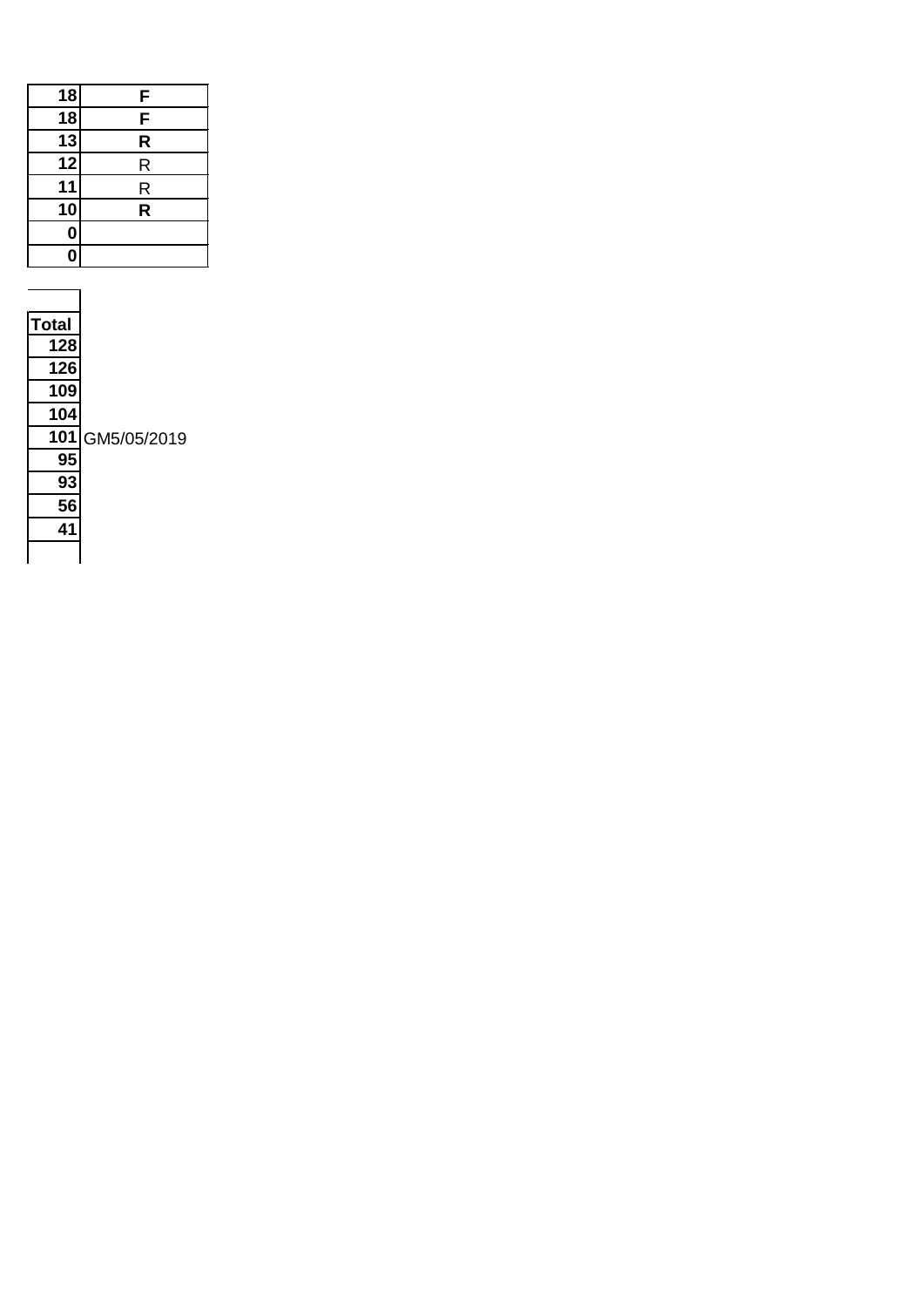| | |
|---|---|
| 18 | **F** |
| 18 | **F** |
| 13 | **R** |
| 12 | R |
| 11 | R |
| 10 | **R** |
| 0 | |
| 0 | |

| | |
|---|---|
| **Total** | |
| 128 | |
| 126 | |
| 109 | |
| 104 | |
| 101 | GM5/05/2019 |
| 95 | |
| 93 | |
| 56 | |
| 41 | |